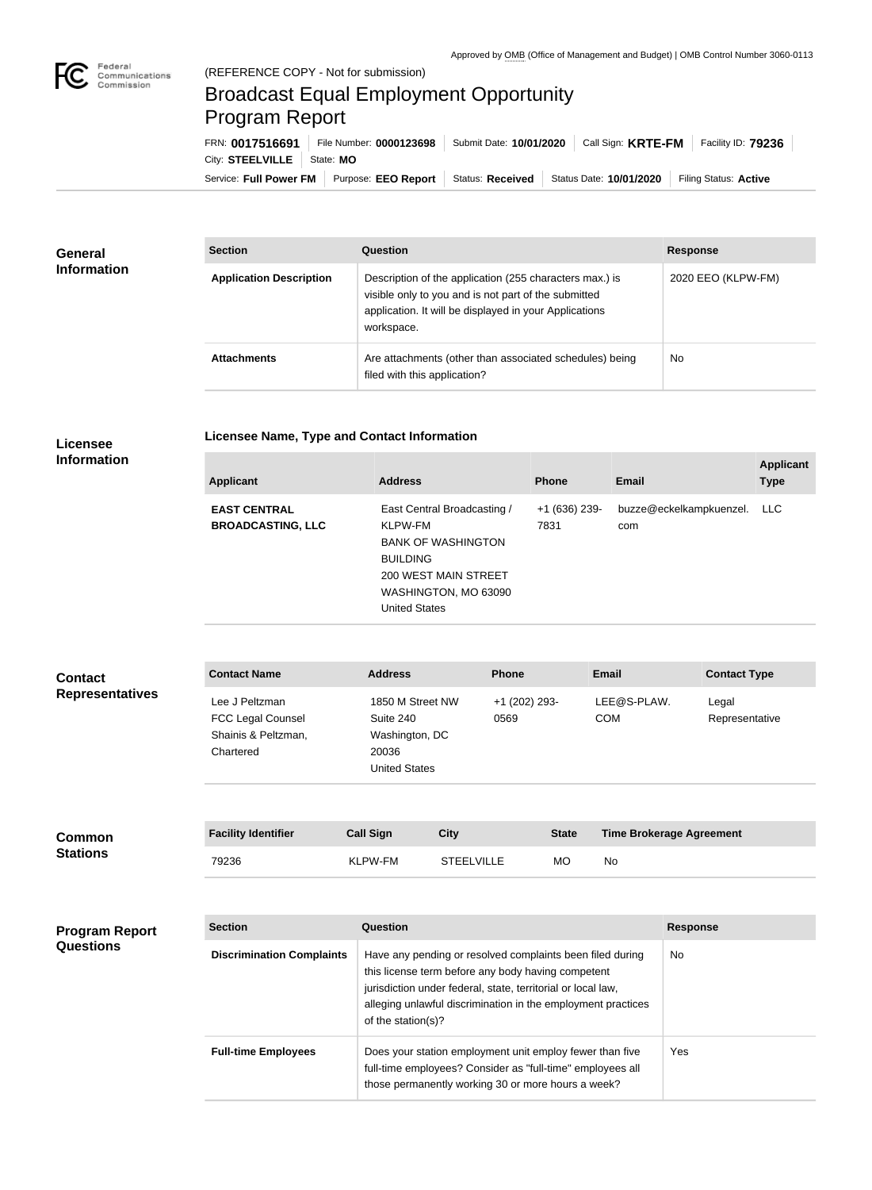Approved by OMB (Office of Management and Budget) | OMB Control Number 3060-0113

(REFERENCE COPY - Not for submission)

# Broadcast Equal Employment Opportunity Program Report

FRN: **0017516691** | File Number: **0000123698** | Submit Date: **10/01/2020** | Call Sign: **KRTE-FM** | Facility ID: **79236** | City: **STEELVILLE** | State: **MO**

Service: **Full Power FM** | Purpose: **EEO Report** | Status: **Received** | Status Date: **10/01/2020** | Filing Status: **Active**

## General Information

| Section | Question | Response |
| --- | --- | --- |
| **Application Description** | Description of the application (255 characters max.) is visible only to you and is not part of the submitted application. It will be displayed in your Applications workspace. | 2020 EEO (KLPW-FM) |
| **Attachments** | Are attachments (other than associated schedules) being filed with this application? | No |

## Licensee Information

### Licensee Name, Type and Contact Information

| Applicant | Address | Phone | Email | Applicant Type |
| --- | --- | --- | --- | --- |
| **EAST CENTRAL BROADCASTING, LLC** | East Central Broadcasting / KLPW-FM<br>BANK OF WASHINGTON BUILDING<br>200 WEST MAIN STREET<br>WASHINGTON, MO 63090<br>United States | +1 (636) 239-7831 | buzze@eckelkampkuenzel.com | LLC |

## Contact Representatives

| Contact Name | Address | Phone | Email | Contact Type |
| --- | --- | --- | --- | --- |
| Lee J Peltzman<br>FCC Legal Counsel<br>Shainis & Peltzman, Chartered | 1850 M Street NW<br>Suite 240<br>Washington, DC 20036<br>United States | +1 (202) 293-0569 | LEE@S-PLAW.COM | Legal Representative |

## Common Stations

| Facility Identifier | Call Sign | City | State | Time Brokerage Agreement |
| --- | --- | --- | --- | --- |
| 79236 | KLPW-FM | STEELVILLE | MO | No |

## Program Report Questions

| Section | Question | Response |
| --- | --- | --- |
| **Discrimination Complaints** | Have any pending or resolved complaints been filed during this license term before any body having competent jurisdiction under federal, state, territorial or local law, alleging unlawful discrimination in the employment practices of the station(s)? | No |
| **Full-time Employees** | Does your station employment unit employ fewer than five full-time employees? Consider as "full-time" employees all those permanently working 30 or more hours a week? | Yes |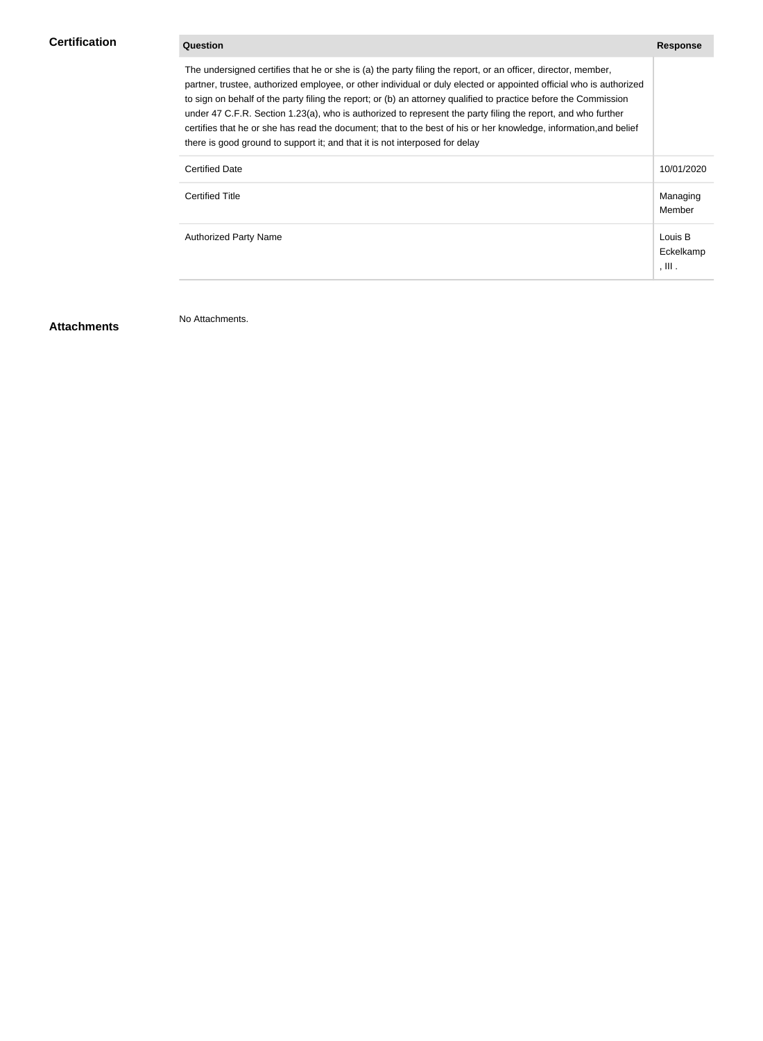## Certification

| Question | Response |
|---|---|
| The undersigned certifies that he or she is (a) the party filing the report, or an officer, director, member, partner, trustee, authorized employee, or other individual or duly elected or appointed official who is authorized to sign on behalf of the party filing the report; or (b) an attorney qualified to practice before the Commission under 47 C.F.R. Section 1.23(a), who is authorized to represent the party filing the report, and who further certifies that he or she has read the document; that to the best of his or her knowledge, information,and belief there is good ground to support it; and that it is not interposed for delay | |
| Certified Date | 10/01/2020 |
| Certified Title | Managing Member |
| Authorized Party Name | Louis B Eckelkamp , III . |

## Attachments

No Attachments.